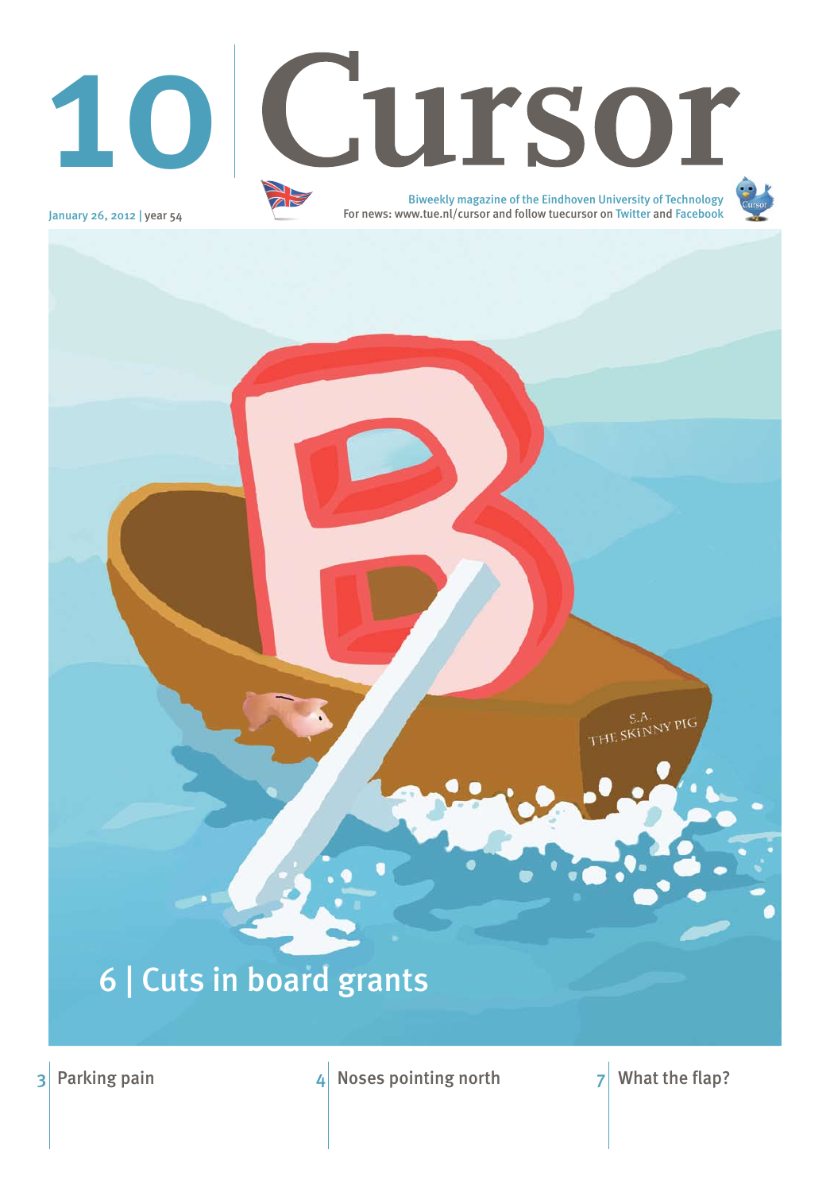# 10 Cursor

January 26, 2012 | year 54

Biweekly magazine of the Eindhoven University of Technology
For news: www.tue.nl/cursor and follow tuecursor on Twitter and Facebook

S.A. THE SKINNY PIG

## 6 | Cuts in board grants

3 | Parking pain

4 | Noses pointing north

7 | What the flap?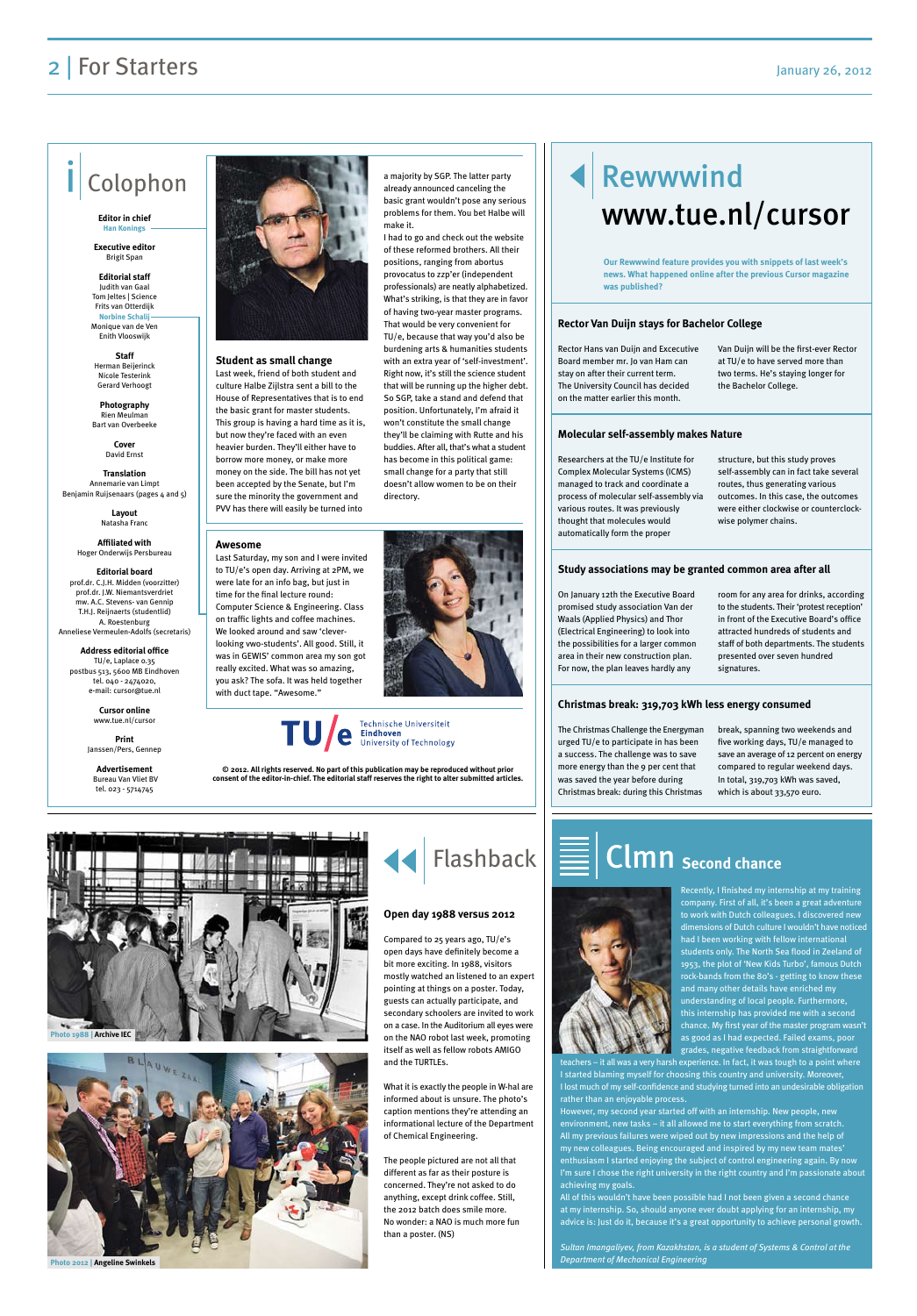# Colophon

**Editor in chief**
Han Konings

**Executive editor**
Brigit Span

**Editorial staff**
Judith van Gaal
Tom Jeltes | Science
Frits van Otterdijk
Norbine Schalij
Monique van de Ven
Enith Vlooswijk

**Staff**
Herman Beijerinck
Nicole Testerink
Gerard Verhoogt

**Photography**
Rien Meulman
Bart van Overbeeke

**Cover**
David Ernst

**Translation**
Annemarie van Limpt
Benjamin Ruijsenaars (pages 4 and 5)

**Layout**
Natasha Franc

**Affiliated with**
Hoger Onderwijs Persbureau

**Editorial board**
prof.dr. C.J.H. Midden (voorzitter)
prof.dr. J.W. Niemantsverdriet
mw. A.C. Stevens- van Gennip
T.H.J. Reijnaerts (studentlid)
A. Roestenburg
Anneliese Vermeulen-Adolfs (secretaris)

**Address editorial office**
TU/e, Laplace 0.35
postbus 513, 5600 MB Eindhoven
tel. 040 - 2474020,
e-mail: cursor@tue.nl

**Cursor online**
www.tue.nl/cursor

**Print**
Janssen/Pers, Gennep

**Advertisement**
Bureau Van Vliet BV
tel. 023 - 5714745

### Student as small change

Last week, friend of both student and culture Halbe Zijlstra sent a bill to the House of Representatives that is to end the basic grant for master students. This group is having a hard time as it is, but now they're faced with an even heavier burden. They'll either have to borrow more money, or make more money on the side. The bill has not yet been accepted by the Senate, but I'm sure the minority of the government and PVV has there will easily be turned into a majority by SGP. The latter party already announced canceling the basic grant wouldn't pose any serious problems for them. You bet Halbe will make it.

I had to go and check out the website of these reformed brothers. All their positions, ranging from abortus provocatus to zzp'er (independent professionals) are neatly alphabetized. What's striking, is that they are in favor of having two-year master programs. That would be very convenient for TU/e, because that way you'd also be burdening arts & humanities students with an extra year of 'self-investment'. Right now, it's still the science student that will be running up the higher debt. So SGP, take a stand and defend that position. Unfortunately, I'm afraid it won't constitute the small change they'll be claiming with Rutte and his buddies. After all, that's what a student has become in this political game: small change for a party that still doesn't allow women to be on their directory.

### Awesome

Last Saturday, my son and I were invited to TU/e's open day. Arriving at 2PM, we were late for an info bag, but just in time for the final lecture round: Computer Science & Engineering. Class on traffic lights and coffee machines. We looked around and saw 'clever-looking vwo-students'. All good. Still, it was in GEWIS' common area my son got really excited. What was so amazing, you ask? The sofa. It was held together with duct tape. "Awesome."

Technische Universiteit Eindhoven University of Technology

**© 2012. All rights reserved. No part of this publication may be reproduced without prior consent of the editor-in-chief. The editorial staff reserves the right to alter submitted articles.**

# Rewwwind www.tue.nl/cursor

**Our Rewwwind feature provides you with snippets of last week's news. What happened online after the previous Cursor magazine was published?**

### Rector Van Duijn stays for Bachelor College

Rector Hans van Duijn and Excecutive Board member mr. Jo van Ham can stay on after their current term. The University Council has decided on the matter earlier this month.

Van Duijn will be the first-ever Rector at TU/e to have served more than two terms. He's staying longer for the Bachelor College.

### Molecular self-assembly makes Nature

Researchers at the TU/e Institute for Complex Molecular Systems (ICMS) managed to track and coordinate a process of molecular self-assembly via various routes. It was previously thought that molecules would automatically form the proper structure, but this study proves self-assembly can in fact take several routes, thus generating various outcomes. In this case, the outcomes were either clockwise or counterclock-wise polymer chains.

### Study associations may be granted common area after all

On January 12th the Executive Board promised study association Van der Waals (Applied Physics) and Thor (Electrical Engineering) to look into the possibilities for a larger common area in their new construction plan. For now, the plan leaves hardly any room for any area for drinks, according to the students. Their 'protest reception' in front of the Executive Board's office attracted hundreds of students and staff of both departments. The students presented over seven hundred signatures.

### Christmas break: 319,703 kWh less energy consumed

The Christmas Challenge the Energyman urged TU/e to participate in has been a success. The challenge was to save more energy than the 9 per cent that was saved the year before during Christmas break: during this Christmas break, spanning two weekends and five working days, TU/e managed to save an average of 12 percent on energy compared to regular weekend days. In total, 319,703 kWh was saved, which is about 33,570 euro.

Photo 1988 | Archive IEC

Photo 2012 | Angeline Swinkels

# Flashback

### Open day 1988 versus 2012

Compared to 25 years ago, TU/e's open days have definitely become a bit more exciting. In 1988, visitors mostly watched an listened to an expert pointing at things on a poster. Today, guests can actually participate, and secondary schoolers are invited to work on a case. In the Auditorium all eyes were on the NAO robot last week, promoting itself as well as fellow robots AMIGO and the TURTLEs.

What it is exactly the people in W-hal are informed about is unsure. The photo's caption mentions they're attending an informational lecture of the Department of Chemical Engineering.

The people pictured are not all that different as far as their posture is concerned. They're not asked to do anything, except drink coffee. Still, the 2012 batch does smile more. No wonder: a NAO is much more fun than a poster. (NS)

# Clmn Second chance

Recently, I finished my internship at my training company. First of all, it's been a great adventure to work with Dutch colleagues. I discovered new dimensions of Dutch culture I wouldn't have noticed had I been working with fellow international students only. The North Sea flood in Zeeland of 1953, the plot of 'New Kids Turbo', famous Dutch rock-bands from the 80's - getting to know these and many other details have enriched my understanding of local people. Furthermore, this internship has provided me with a second chance. My first year of the master program wasn't as good as I had expected. Failed exams, poor grades, negative feedback from straightforward teachers – it all was a very harsh experience. In fact, it was tough to a point where I started blaming myself for choosing this country and university. Moreover, I lost much of my self-confidence and studying turned into an undesirable obligation rather than an enjoyable process.

However, my second year started off with an internship. New people, new environment, new tasks – it all allowed me to start everything from scratch. All my previous failures were wiped out by new impressions and the help of my new colleagues. Being encouraged and inspired by my new team mates' enthusiasm I started enjoying the subject of control engineering again. By now I'm sure I chose the right university in the right country and I'm passionate about achieving my goals.

All of this wouldn't have been possible had I not been given a second chance at my internship. So, should anyone ever doubt applying for an internship, my advice is: Just do it, because it's a great opportunity to achieve personal growth.

*Sultan Imangaliyev, from Kazakhstan, is a student of Systems & Control at the Department of Mechanical Engineering*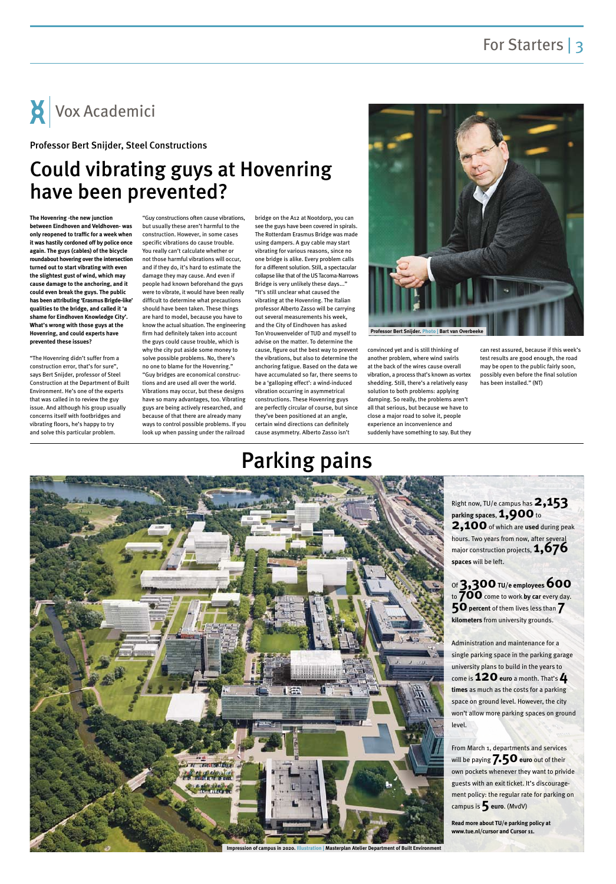# Vox Academici

Professor Bert Snijder, Steel Constructions

## Could vibrating guys at Hovenring have been prevented?

**The Hovenring -the new junction between Eindhoven and Veldhoven- was only reopened to traffic for a week when it was hastily cordoned off by police once again. The guys (cables) of the bicycle roundabout hovering over the intersection turned out to start vibrating with even the slightest gust of wind, which may cause damage to the anchoring, and it could even break the guys. The public has been attributing 'Erasmus Brigde-like' qualities to the bridge, and called it 'a shame for Eindhoven Knowledge City'. What's wrong with those guys at the Hovenring, and could experts have prevented these issues?**

"The Hovenring didn't suffer from a construction error, that's for sure", says Bert Snijder, professor of Steel Construction at the Department of Built Environment. He's one of the experts that was called in to review the guy issue. And although his group usually concerns itself with footbridges and vibrating floors, he's happy to try and solve this particular problem.

"Guy constructions often cause vibrations, but usually these aren't harmful to the construction. However, in some cases specific vibrations do cause trouble. You really can't calculate whether or not those harmful vibrations will occur, and if they do, it's hard to estimate the damage they may cause. And even if people had known beforehand the guys were to vibrate, it would have been really difficult to determine what precautions should have been taken. These things are hard to model, because you have to know the actual situation. The engineering firm had definitely taken into account the guys could cause trouble, which is why the city put aside some money to solve possible problems. No, there's no one to blame for the Hovenring."

"Guy bridges are economical constructions and are used all over the world. Vibrations may occur, but these designs have so many advantages, too. Vibrating guys are being actively researched, and because of that there are already many ways to control possible problems. If you look up when passing under the railroad bridge on the A12 at Nootdorp, you can see the guys have been covered in spirals. The Rotterdam Erasmus Bridge was made using dampers. A guy cable may start vibrating for various reasons, since no one bridge is alike. Every problem calls for a different solution. Still, a spectacular collapse like that of the US Tacoma-Narrows Bridge is very unlikely these days..."

"It's still unclear what caused the vibrating at the Hovenring. The Italian professor Alberto Zasso will be carrying out several measurements his week, and the City of Eindhoven has asked Ton Vrouwenvelder of TUD and myself to advise on the matter. To determine the cause, figure out the best way to prevent the vibrations, but also to determine the anchoring fatigue. Based on the data we have accumulated so far, there seems to be a 'galloping effect': a wind-induced vibration occurring in asymmetrical constructions. These Hovenring guys are perfectly circular of course, but since they've been positioned at an angle, certain wind directions can definitely cause asymmetry. Alberto Zasso isn't convinced yet and is still thinking of another problem, where wind swirls at the back of the wires cause overall vibration, a process that's known as vortex shedding. Still, there's a relatively easy solution to both problems: applying damping. So really, the problems aren't all that serious, but because we have to close a major road to solve it, people experience an inconvenience and suddenly have something to say. But they can rest assured, because if this week's test results are good enough, the road may be open to the public fairly soon, possibly even before the final solution has been installed." (NT)

Professor Bert Snijder. Photo | Bart van Overbeeke

# Parking pains

Impression of campus in 2020. Illustration | Masterplan Atelier Department of Built Environment

Right now, TU/e campus has **2,153 parking spaces**, **1,900** to **2,100** of which are **used** during peak hours. Two years from now, after several major construction projects, **1,676 spaces** will be left.

Of **3,300 TU/e employees 600** to **700** come to work **by car** every day. **50 percent** of them lives less than **7 kilometers** from university grounds.

Administration and maintenance for a single parking space in the parking garage university plans to build in the years to come is **120 euro** a month. That's **4 times** as much as the costs for a parking space on ground level. However, the city won't allow more parking spaces on ground level.

From March 1, departments and services will be paying **7.50 euro** out of their own pockets whenever they want to privide guests with an exit ticket. It's discouragement policy: the regular rate for parking on campus is **5 euro**. (MvdV)

**Read more about TU/e parking policy at www.tue.nl/cursor and Cursor 11.**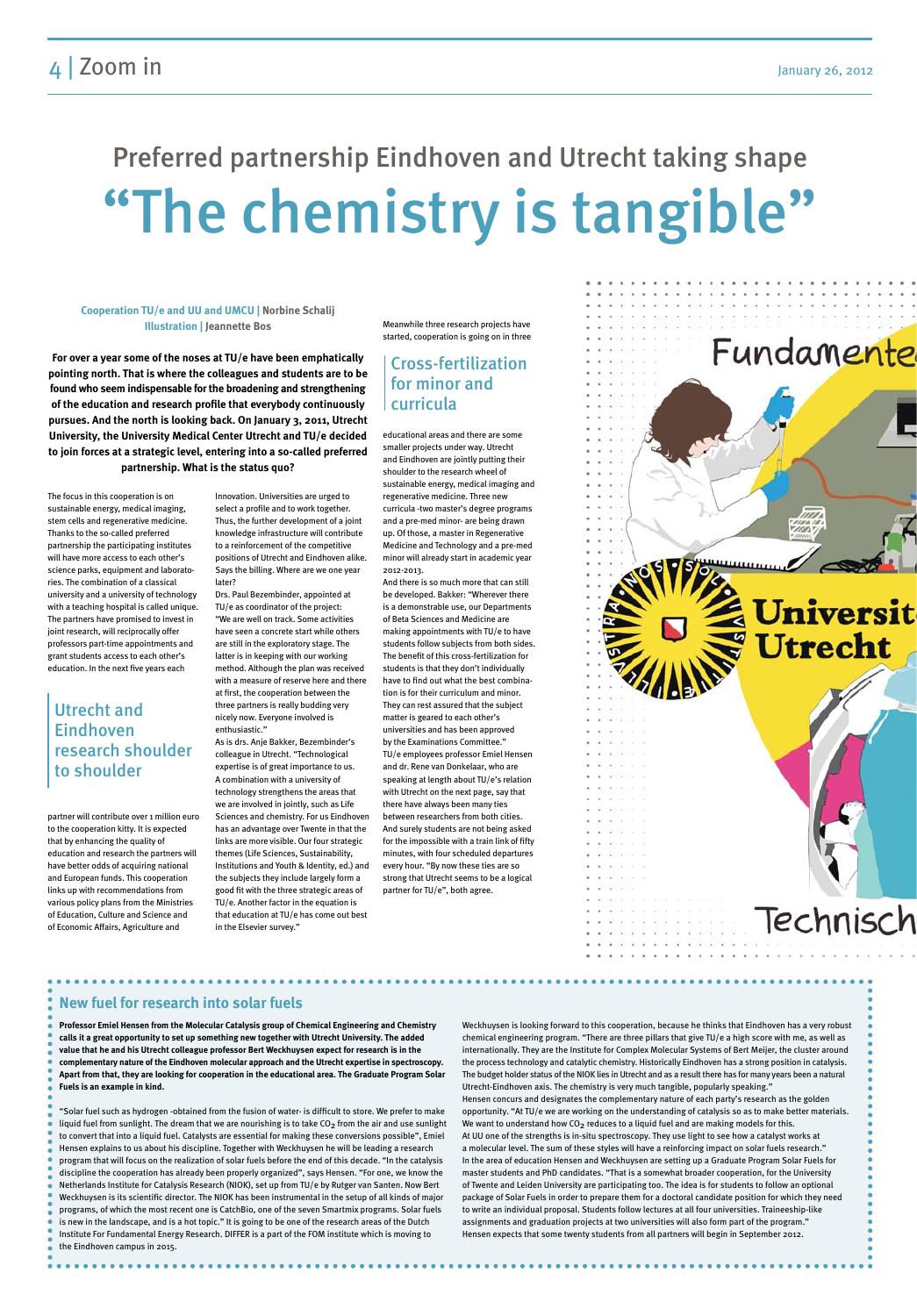# Preferred partnership Eindhoven and Utrecht taking shape

# "The chemistry is tangible"

**Cooperation TU/e and UU and UMCU | Norbine Schalij**
**Illustration | Jeannette Bos**

**For over a year some of the noses at TU/e have been emphatically pointing north. That is where the colleagues and students are to be found who seem indispensable for the broadening and strengthening of the education and research profile that everybody continuously pursues. And the north is looking back. On January 3, 2011, Utrecht University, the University Medical Center Utrecht and TU/e decided to join forces at a strategic level, entering into a so-called preferred partnership. What is the status quo?**

The focus in this cooperation is on sustainable energy, medical imaging, stem cells and regenerative medicine. Thanks to the so-called preferred partnership the participating institutes will have more access to each other's science parks, equipment and laboratories. The combination of a classical university and a university of technology with a teaching hospital is called unique. The partners have promised to invest in joint research, will reciprocally offer professors part-time appointments and grant students access to each other's education. In the next five years each

## Utrecht and Eindhoven research shoulder to shoulder

partner will contribute over 1 million euro to the cooperation kitty. It is expected that by enhancing the quality of education and research the partners will have better odds of acquiring national and European funds. This cooperation links up with recommendations from various policy plans from the Ministries of Education, Culture and Science and of Economic Affairs, Agriculture and Innovation. Universities are urged to select a profile and to work together. Thus, the further development of a joint knowledge infrastructure will contribute to a reinforcement of the competitive positions of Utrecht and Eindhoven alike. Says the billing. Where are we one year later?

Drs. Paul Bezembinder, appointed at TU/e as coordinator of the project: "We are well on track. Some activities have seen a concrete start while others are still in the exploratory stage. The latter is in keeping with our working method. Although the plan was received with a measure of reserve here and there at first, the cooperation between the three partners is really budding very nicely now. Everyone involved is enthusiastic."

As is drs. Anje Bakker, Bezembinder's colleague in Utrecht. "Technological expertise is of great importance to us. A combination with a university of technology strengthens the areas that we are involved in jointly, such as Life Sciences and chemistry. For us Eindhoven has an advantage over Twente in that the links are more visible. Our four strategic themes (Life Sciences, Sustainability, Institutions and Youth & Identity, ed.) and the subjects they include largely form a good fit with the three strategic areas of TU/e. Another factor in the equation is that education at TU/e has come out best in the Elsevier survey."

Meanwhile three research projects have started, cooperation is going on in three

## Cross-fertilization for minor and curricula

educational areas and there are some smaller projects under way. Utrecht and Eindhoven are jointly putting their shoulder to the research wheel of sustainable energy, medical imaging and regenerative medicine. Three new curricula -two master's degree programs and a pre-med minor- are being drawn up. Of those, a master in Regenerative Medicine and Technology and a pre-med minor will already start in academic year 2012-2013.

And there is so much more that can still be developed. Bakker: "Wherever there is a demonstrable use, our Departments of Beta Sciences and Medicine are making appointments with TU/e to have students follow subjects from both sides. The benefit of this cross-fertilization for students is that they don't individually have to find out what the best combination is for their curriculum and minor. They can rest assured that the subject matter is geared to each other's universities and has been approved by the Examinations Committee."

TU/e employees professor Emiel Hensen and dr. Rene van Donkelaar, who are speaking at length about TU/e's relation with Utrecht on the next page, say that there have always been many ties between researchers from both cities. And surely students are not being asked for the impossible with a train link of fifty minutes, with four scheduled departures every hour. "By now these ties are so strong that Utrecht seems to be a logical partner for TU/e", both agree.

## New fuel for research into solar fuels

**Professor Emiel Hensen from the Molecular Catalysis group of Chemical Engineering and Chemistry calls it a great opportunity to set up something new together with Utrecht University. The added value that he and his Utrecht colleague professor Bert Weckhuysen expect for research is in the complementary nature of the Eindhoven molecular approach and the Utrecht expertise in spectroscopy. Apart from that, they are looking for cooperation in the educational area. The Graduate Program Solar Fuels is an example in kind.**

"Solar fuel such as hydrogen -obtained from the fusion of water- is difficult to store. We prefer to make liquid fuel from sunlight. The dream that we are nourishing is to take $CO_2$ from the air and use sunlight to convert that into a liquid fuel. Catalysts are essential for making these conversions possible", Emiel Hensen explains to us about his discipline. Together with Weckhuysen he will be leading a research program that will focus on the realization of solar fuels before the end of this decade. "In the catalysis discipline the cooperation has already been properly organized", says Hensen. "For one, we know the Netherlands Institute for Catalysis Research (NIOK), set up from TU/e by Rutger van Santen. Now Bert Weckhuysen is its scientific director. The NIOK has been instrumental in the setup of all kinds of major programs, of which the most recent one is CatchBio, one of the seven Smartmix programs. Solar fuels is new in the landscape, and is a hot topic." It is going to be one of the research areas of the Dutch Institute For Fundamental Energy Research. DIFFER is a part of the FOM institute which is moving to the Eindhoven campus in 2015.

Weckhuysen is looking forward to this cooperation, because he thinks that Eindhoven has a very robust chemical engineering program. "There are three pillars that give TU/e a high score with me, as well as internationally. They are the Institute for Complex Molecular Systems of Bert Meijer, the cluster around the process technology and catalytic chemistry. Historically Eindhoven has a strong position in catalysis. The budget holder status of the NIOK lies in Utrecht and as a result there has for many years been a natural Utrecht-Eindhoven axis. The chemistry is very much tangible, popularly speaking."

Hensen concurs and designates the complementary nature of each party's research as the golden opportunity. "At TU/e we are working on the understanding of catalysis so as to make better materials. We want to understand how $CO_2$ reduces to a liquid fuel and are making models for this. At UU one of the strengths is in-situ spectroscopy. They use light to see how a catalyst works at a molecular level. The sum of these styles will have a reinforcing impact on solar fuels research."

In the area of education Hensen and Weckhuysen are setting up a Graduate Program Solar Fuels for master students and PhD candidates. "That is a somewhat broader cooperation, for the University of Twente and Leiden University are participating too. The idea is for students to follow an optional package of Solar Fuels in order to prepare them for a doctoral candidate position for which they need to write an individual proposal. Students follow lectures at all four universities. Traineeship-like assignments and graduation projects at two universities will also form part of the program." Hensen expects that some twenty students from all partners will begin in September 2012.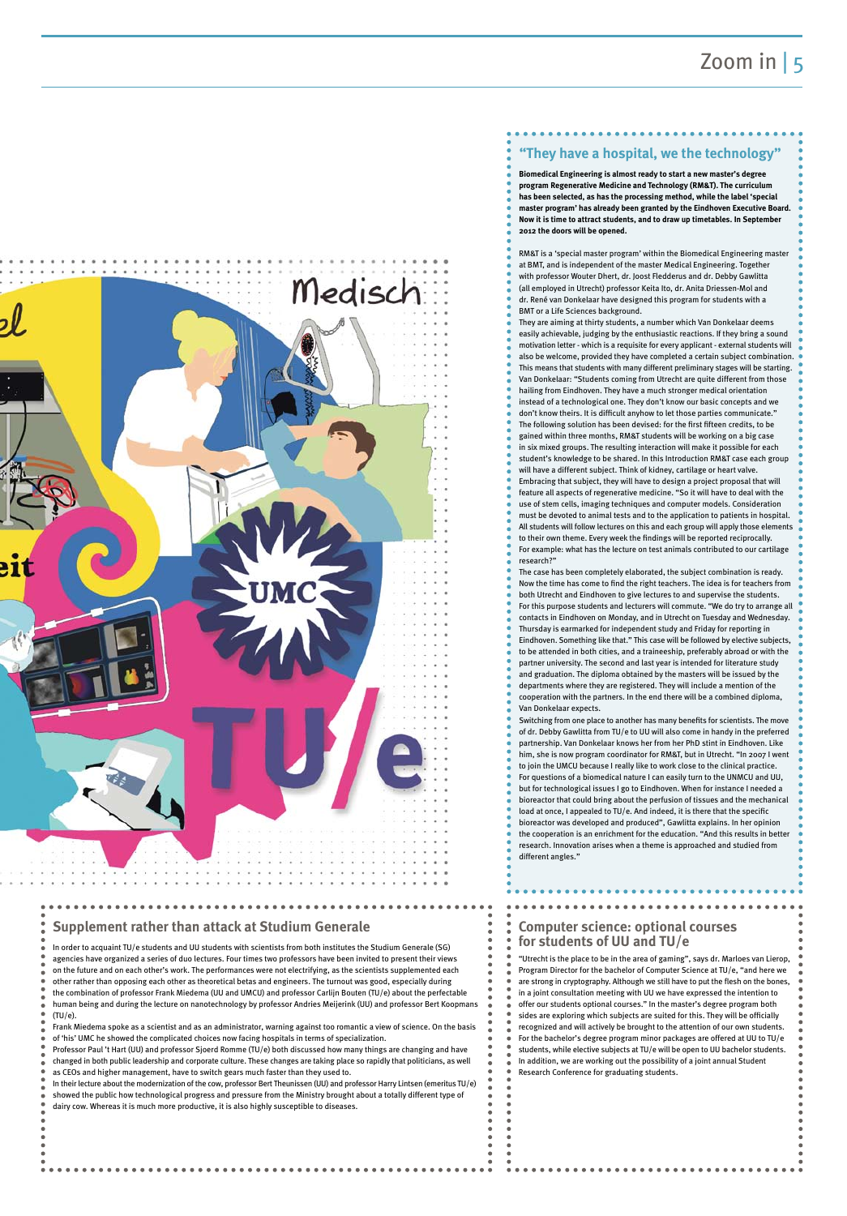## “They have a hospital, we the technology”

**Biomedical Engineering is almost ready to start a new master’s degree program Regenerative Medicine and Technology (RM&T). The curriculum has been selected, as has the processing method, while the label ‘special master program’ has already been granted by the Eindhoven Executive Board. Now it is time to attract students, and to draw up timetables. In September 2012 the doors will be opened.**

RM&T is a ‘special master program’ within the Biomedical Engineering master at BMT, and is independent of the master Medical Engineering. Together with professor Wouter Dhert, dr. Joost Fledderus and dr. Debby Gawlitta (all employed in Utrecht) professor Keita Ito, dr. Anita Driessen-Mol and dr. René van Donkelaar have designed this program for students with a BMT or a Life Sciences background.

They are aiming at thirty students, a number which Van Donkelaar deems easily achievable, judging by the enthusiastic reactions. If they bring a sound motivation letter - which is a requisite for every applicant - external students will also be welcome, provided they have completed a certain subject combination. This means that students with many different preliminary stages will be starting. Van Donkelaar: “Students coming from Utrecht are quite different from those hailing from Eindhoven. They have a much stronger medical orientation instead of a technological one. They don’t know our basic concepts and we don’t know theirs. It is difficult anyhow to let those parties communicate.” The following solution has been devised: for the first fifteen credits, to be gained within three months, RM&T students will be working on a big case in six mixed groups. The resulting interaction will make it possible for each student’s knowledge to be shared. In this Introduction RM&T case each group will have a different subject. Think of kidney, cartilage or heart valve. Embracing that subject, they will have to design a project proposal that will feature all aspects of regenerative medicine. “So it will have to deal with the use of stem cells, imaging techniques and computer models. Consideration must be devoted to animal tests and to the application to patients in hospital. All students will follow lectures on this and each group will apply those elements to their own theme. Every week the findings will be reported reciprocally. For example: what has the lecture on test animals contributed to our cartilage research?”

The case has been completely elaborated, the subject combination is ready. Now the time has come to find the right teachers. The idea is for teachers from both Utrecht and Eindhoven to give lectures to and supervise the students. For this purpose students and lecturers will commute. “We do try to arrange all contacts in Eindhoven on Monday, and in Utrecht on Tuesday and Wednesday. Thursday is earmarked for independent study and Friday for reporting in Eindhoven. Something like that.” This case will be followed by elective subjects, to be attended in both cities, and a traineeship, preferably abroad or with the partner university. The second and last year is intended for literature study and graduation. The diploma obtained by the masters will be issued by the departments where they are registered. They will include a mention of the cooperation with the partners. In the end there will be a combined diploma, Van Donkelaar expects.

Switching from one place to another has many benefits for scientists. The move of dr. Debby Gawlitta from TU/e to UU will also come in handy in the preferred partnership. Van Donkelaar knows her from her PhD stint in Eindhoven. Like him, she is now program coordinator for RM&T, but in Utrecht. “In 2007 I went to join the UMCU because I really like to work close to the clinical practice. For questions of a biomedical nature I can easily turn to the UNMCU and UU, but for technological issues I go to Eindhoven. When for instance I needed a bioreactor that could bring about the perfusion of tissues and the mechanical load at once, I appealed to TU/e. And indeed, it is there that the specific bioreactor was developed and produced”, Gawlitta explains. In her opinion the cooperation is an enrichment for the education. “And this results in better research. Innovation arises when a theme is approached and studied from different angles.”

## Supplement rather than attack at Studium Generale

In order to acquaint TU/e students and UU students with scientists from both institutes the Studium Generale (SG) agencies have organized a series of duo lectures. Four times two professors have been invited to present their views on the future and on each other’s work. The performances were not electrifying, as the scientists supplemented each other rather than opposing each other as theoretical betas and engineers. The turnout was good, especially during the combination of professor Frank Miedema (UU and UMCU) and professor Carlijn Bouten (TU/e) about the perfectable human being and during the lecture on nanotechnology by professor Andries Meijerink (UU) and professor Bert Koopmans (TU/e).

Frank Miedema spoke as a scientist and as an administrator, warning against too romantic a view of science. On the basis of ‘his’ UMC he showed the complicated choices now facing hospitals in terms of specialization.

Professor Paul ’t Hart (UU) and professor Sjoerd Romme (TU/e) both discussed how many things are changing and have changed in both public leadership and corporate culture. These changes are taking place so rapidly that politicians, as well as CEOs and higher management, have to switch gears much faster than they used to.

In their lecture about the modernization of the cow, professor Bert Theunissen (UU) and professor Harry Lintsen (emeritus TU/e) showed the public how technological progress and pressure from the Ministry brought about a totally different type of dairy cow. Whereas it is much more productive, it is also highly susceptible to diseases.

## Computer science: optional courses for students of UU and TU/e

“Utrecht is the place to be in the area of gaming”, says dr. Marloes van Lierop, Program Director for the bachelor of Computer Science at TU/e, “and here we are strong in cryptography. Although we still have to put the flesh on the bones, in a joint consultation meeting with UU we have expressed the intention to offer our students optional courses.” In the master’s degree program both sides are exploring which subjects are suited for this. They will be officially recognized and will actively be brought to the attention of our own students. For the bachelor’s degree program minor packages are offered at UU to TU/e students, while elective subjects at TU/e will be open to UU bachelor students. In addition, we are working out the possibility of a joint annual Student Research Conference for graduating students.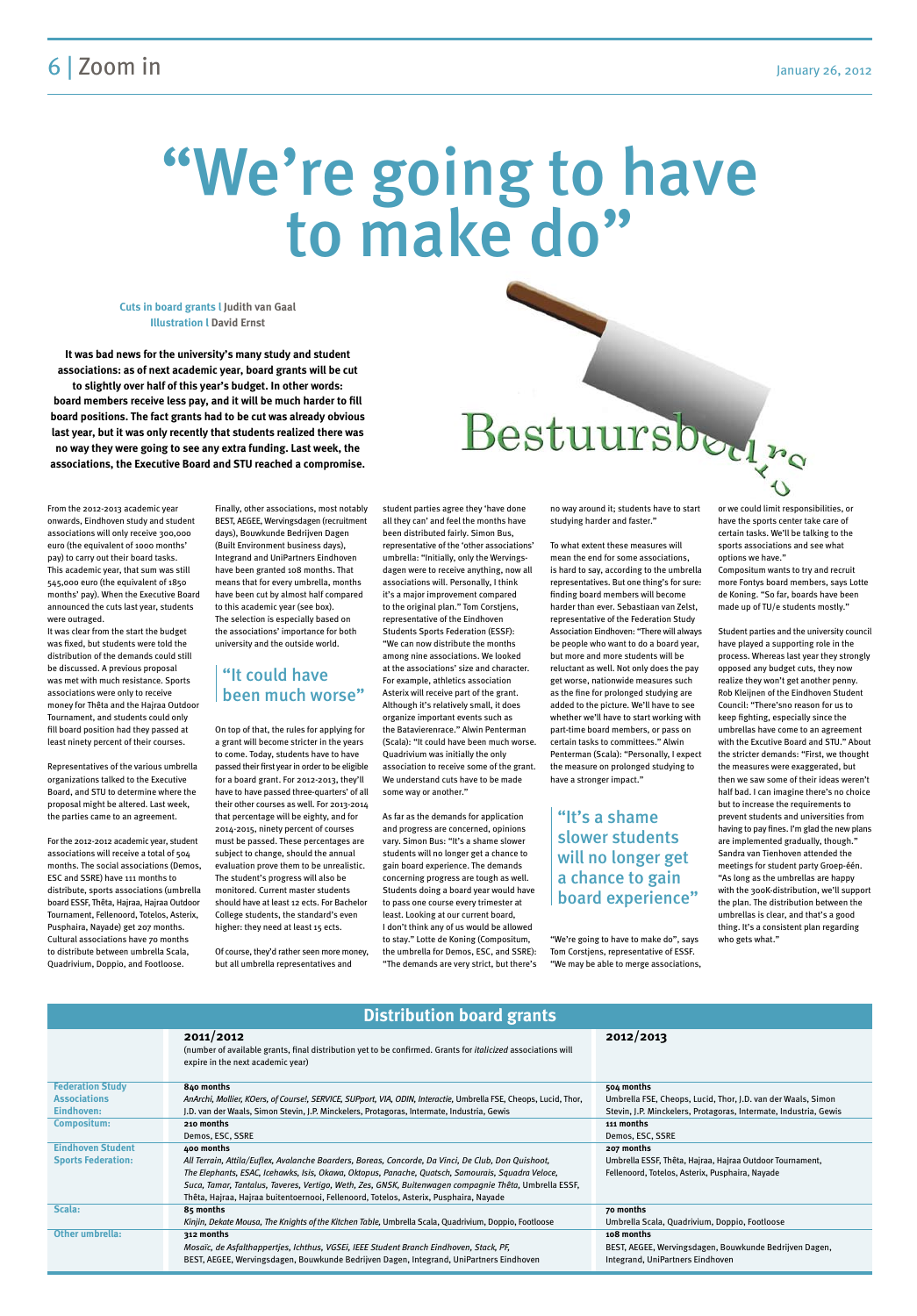# "We're going to have to make do"

**Cuts in board grants** | **Judith van Gaal**
**Illustration** | **David Ernst**

**It was bad news for the university's many study and student associations: as of next academic year, board grants will be cut to slightly over half of this year's budget. In other words: board members receive less pay, and it will be much harder to fill board positions. The fact grants had to be cut was already obvious last year, but it was only recently that students realized there was no way they were going to see any extra funding. Last week, the associations, the Executive Board and STU reached a compromise.**

From the 2012-2013 academic year onwards, Eindhoven study and student associations will only receive 300,000 euro (the equivalent of 1000 months' pay) to carry out their board tasks. This academic year, that sum was still 545,000 euro (the equivalent of 1850 months' pay). When the Executive Board announced the cuts last year, students were outraged.

It was clear from the start the budget was fixed, but students were told the distribution of the demands could still be discussed. A previous proposal was met with much resistance. Sports associations were only to receive money for Thêta and the Hajraa Outdoor Tournament, and students could only fill board position had they passed at least ninety percent of their courses.

Representatives of the various umbrella organizations talked to the Executive Board, and STU to determine where the proposal might be altered. Last week, the parties came to an agreement.

For the 2012-2012 academic year, student associations will receive a total of 504 months. The social associations (Demos, ESC and SSRE) have 111 months to distribute, sports associations (umbrella board ESSF, Thêta, Hajraa, Hajraa Outdoor Tournament, Fellenoord, Totelos, Asterix, Pusphaira, Nayade) get 207 months. Cultural associations have 70 months to distribute between umbrella Scala, Quadrivium, Doppio, and Footloose.

Finally, other associations, most notably BEST, AEGEE, Wervingsdagen (recruitment days), Bouwkunde Bedrijven Dagen (Built Environment business days), Integrand and UniPartners Eindhoven have been granted 108 months. That means that for every umbrella, months have been cut by almost half compared to this academic year (see box). The selection is especially based on the associations' importance for both university and the outside world.

## "It could have been much worse"

On top of that, the rules for applying for a grant will become stricter in the years to come. Today, students have to have passed their first year in order to be eligible for a board grant. For 2012-2013, they'll have to have passed three-quarters' of all their other courses as well. For 2013-2014 that percentage will be eighty, and for 2014-2015, ninety percent of courses must be passed. These percentages are subject to change, should the annual evaluation prove them to be unrealistic. The student's progress will also be monitored. Current master students should have at least 12 ects. For Bachelor College students, the standard's even higher: they need at least 15 ects.

Of course, they'd rather seen more money, but all umbrella representatives and student parties agree they 'have done all they can' and feel the months have been distributed fairly. Simon Bus, representative of the 'other associations' umbrella: "Initially, only the Wervingsdagen were to receive anything, now all associations will. Personally, I think it's a major improvement compared to the original plan." Tom Corstjens, representative of the Eindhoven Students Sports Federation (ESSF): "We can now distribute the months among nine associations. We looked at the associations' size and character. For example, athletics association Asterix will receive part of the grant. Although it's relatively small, it does organize important events such as the Batavierenrace." Alwin Penterman (Scala): "It could have been much worse. Quadrivium was initially the only association to receive some of the grant. We understand cuts have to be made some way or another."

As far as the demands for application and progress are concerned, opinions vary. Simon Bus: "It's a shame slower students will no longer get a chance to gain board experience. The demands concerning progress are tough as well. Students doing a board year would have to pass one course every trimester at least. Looking at our current board, I don't think any of us would be allowed to stay." Lotte de Koning (Compositum, the umbrella for Demos, ESC, and SSRE): "The demands are very strict, but there's no way around it; students have to start studying harder and faster."

To what extent these measures will mean the end for some associations, is hard to say, according to the umbrella representatives. But one thing's for sure: finding board members will become harder than ever. Sebastiaan van Zelst, representative of the Federation Study Association Eindhoven: "There will always be people who want to do a board year, but more and more students will be reluctant as well. Not only does the pay get worse, nationwide measures such as the fine for prolonged studying are added to the picture. We'll have to see whether we'll have to start working with part-time board members, or pass on certain tasks to committees." Alwin Penterman (Scala): "Personally, I expect the measure on prolonged studying to have a stronger impact."

## "It's a shame slower students will no longer get a chance to gain board experience"

"We're going to have to make do", says Tom Corstjens, representative of ESSF. "We may be able to merge associations, or we could limit responsibilities, or have the sports center take care of certain tasks. We'll be talking to the sports associations and see what options we have."

Compositum wants to try and recruit more Fontys board members, says Lotte de Koning. "So far, boards have been made up of TU/e students mostly."

Student parties and the university council have played a supporting role in the process. Whereas last year they strongly opposed any budget cuts, they now realize they won't get another penny. Rob Kleijnen of the Eindhoven Student Council: "There'sno reason for us to keep fighting, especially since the umbrellas have come to an agreement with the Excutive Board and STU." About the stricter demands: "First, we thought the measures were exaggerated, but then we saw some of their ideas weren't half bad. I can imagine there's no choice but to increase the requirements to prevent students and universities from having to pay fines. I'm glad the new plans are implemented gradually, though." Sandra van Tienhoven attended the meetings for student party Groep-één. "As long as the umbrellas are happy with the 300K-distribution, we'll support the plan. The distribution between the umbrellas is clear, and that's a good thing. It's a consistent plan regarding who gets what."

## Distribution board grants

| | 2011/2012 (number of available grants, final distribution yet to be confirmed. Grants for *italicized* associations will expire in the next academic year) | 2012/2013 |
|---|---|---|
| Federation Study Associations Eindhoven: | **840 months** *AnArchi, Mollier, KOers, of Course!, SERVICE, SUPport, VIA, ODIN, Interactie*, Umbrella FSE, Cheops, Lucid, Thor, J.D. van der Waals, Simon Stevin, J.P. Minckelers, Protagoras, Intermate, Industria, Gewis | **504 months** Umbrella FSE, Cheops, Lucid, Thor, J.D. van der Waals, Simon Stevin, J.P. Minckelers, Protagoras, Intermate, Industria, Gewis |
| Compositum: | **210 months** Demos, ESC, SSRE | **111 months** Demos, ESC, SSRE |
| Eindhoven Student Sports Federation: | **400 months** *All Terrain, Attila/Euflex, Avalanche Boarders, Boreas, Concorde, Da Vinci, De Club, Don Quishoot, The Elephants, ESAC, Icehawks, Isis, Okawa, Oktopus, Panache, Quatsch, Samourais, Squadra Veloce, Suca, Tamor, Tantalus, Taveres, Vertigo, Weth, Zes, GNSK, Buitenwagen compagnie Thêta*, Umbrella ESSF, Thêta, Hajraa, Hajraa buitentoernooi, Fellenoord, Totelos, Asterix, Pusphaira, Nayade | **207 months** Umbrella ESSF, Thêta, Hajraa, Hajraa Outdoor Tournament, Fellenoord, Totelos, Asterix, Pusphaira, Nayade |
| Scala: | **85 months** *Kinjin, Dekate Mousa, The Knights of the Kitchen Table*, Umbrella Scala, Quadrivium, Doppio, Footloose | **70 months** Umbrella Scala, Quadrivium, Doppio, Footloose |
| Other umbrella: | **312 months** *Mosaïc, de Asfalthappertjes, Ichthus, VGSEi, IEEE Student Branch Eindhoven, Stack, PF*, BEST, AEGEE, Wervingsdagen, Bouwkunde Bedrijven Dagen, Integrand, UniPartners Eindhoven | **108 months** BEST, AEGEE, Wervingsdagen, Bouwkunde Bedrijven Dagen, Integrand, UniPartners Eindhoven |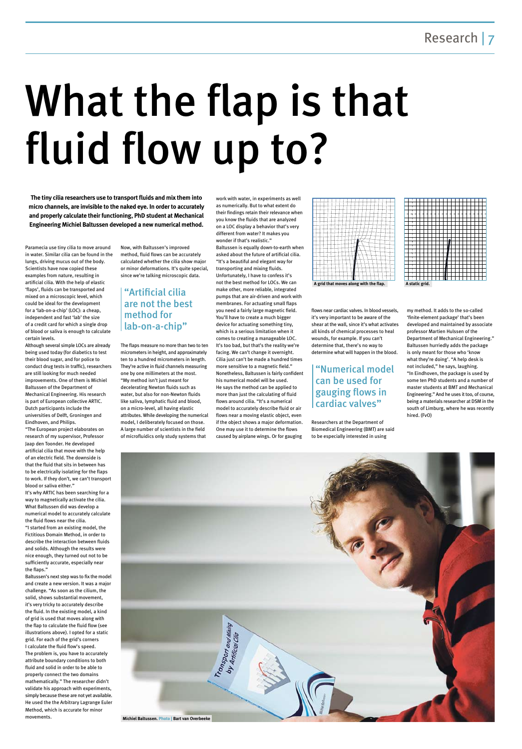# What the flap is that fluid flow up to?

**The tiny cilia researchers use to transport fluids and mix them into micro channels, are invisible to the naked eye. In order to accurately and properly calculate their functioning, PhD student at Mechanical Engineering Michiel Baltussen developed a new numerical method.**

Paramecia use tiny cilia to move around in water. Similar cilia can be found in the lungs, driving mucus out of the body. Scientists have now copied these examples from nature, resulting in artificial cilia. With the help of elastic 'flaps', fluids can be transported and mixed on a microscopic level, which could be ideal for the development for a 'lab-on-a-chip' (LOC): a cheap, independent and fast 'lab' the size of a credit card for which a single drop of blood or saliva is enough to calculate certain levels.

Although several simple LOCs are already being used today (for diabetics to test their blood sugar, and for police to conduct drug tests in traffic), researchers are still looking for much needed improvements. One of them is Michiel Baltussen of the Department of Mechanical Engineering. His research is part of European collective ARTIC. Dutch participants include the universities of Delft, Groningen and Eindhoven, and Philips.

"The European project elaborates on research of my supervisor, Professor Jaap den Toonder. He developed artificial cilia that move with the help of an electric field. The downside is that the fluid that sits in between has to be electrically isolating for the flaps to work. If they don't, we can't transport blood or saliva either."

It's why ARTIC has been searching for a way to magnetically activate the cilia. What Baltussen did was develop a numerical model to accurately calculate the fluid flows near the cilia.

"I started from an existing model, the Fictitious Domain Method, in order to describe the interaction between fluids and solids. Although the results were nice enough, they turned out not to be sufficiently accurate, especially near the flaps."

Baltussen's next step was to fix the model and create a new version. It was a major challenge. "As soon as the cilium, the solid, shows substantial movement, it's very tricky to accurately describe the fluid. In the existing model, a kind of grid is used that moves along with the flap to calculate the fluid flow (see illustrations above). I opted for a static grid. For each of the grid's corners I calculate the fluid flow's speed. The problem is, you have to accurately attribute boundary conditions to both fluid and solid in order to be able to properly connect the two domains mathematically." The researcher didn't validate his approach with experiments, simply because these are not yet available. He used the the Arbitrary Lagrange Euler Method, which is accurate for minor movements.

Now, with Baltussen's improved method, fluid flows can be accurately calculated whether the cilia show major or minor deformations. It's quite special, since we're talking microscopic data.

> "Artificial cilia are not the best method for lab-on-a-chip"

The flaps measure no more than two to ten micrometers in height, and approximately ten to a hundred micrometers in length. They're active in fluid channels measuring one by one millimeters at the most. "My method isn't just meant for decelerating Newton fluids such as water, but also for non-Newton fluids like saliva, lymphatic fluid and blood, on a micro-level, all having elastic attributes. While developing the numerical model, I deliberately focused on those. A large number of scientists in the field of microfluidics only study systems that work with water, in experiments as well as numerically. But to what extent do their findings retain their relevance when you know the fluids that are analyzed on a LOC display a behavior that's very different from water? It makes you wonder if that's realistic."

Baltussen is equally down-to-earth when asked about the future of artificial cilia. "It's a beautiful and elegant way for transporting and mixing fluids. Unfortunately, I have to confess it's not the best method for LOCs. We can make other, more reliable, integrated pumps that are air-driven and work with membranes. For actuating small flaps you need a fairly large magnetic field. You'll have to create a much bigger device for actuating something tiny, which is a serious limitation when it comes to creating a manageable LOC. It's too bad, but that's the reality we're facing. We can't change it overnight. Cilia just can't be made a hundred times more sensitive to a magnetic field."

Nonetheless, Baltussen is fairly confident his numerical model will be used. He says the method can be applied to more than just the calculating of fluid flows around cilia. "It's a numerical model to accurately describe fluid or air flows near a moving elastic object, even if the object shows a major deformation. One may use it to determine the flows caused by airplane wings. Or for gauging flows near cardiac valves. In blood vessels, it's very important to be aware of the shear at the wall, since it's what activates all kinds of chemical processes to heal wounds, for example. If you can't determine that, there's no way to determine what will happen in the blood.

> "Numerical model can be used for gauging flows in cardiac valves"

Researchers at the Department of Biomedical Engineering (BMT) are said to be especially interested in using my method. It adds to the so-called 'finite-element package' that's been developed and maintained by associate professor Martien Hulsen of the Department of Mechanical Engineering." Baltussen hurriedly adds the package is only meant for those who 'know what they're doing'. "A help desk is not included," he says, laughing. "In Eindhoven, the package is used by some ten PhD students and a number of master students at BMT and Mechanical Engineering." And he uses it too, of course, being a materials researcher at DSM in the south of Limburg, where he was recently hired. (FvO)

A grid that moves along with the flap.

A static grid.

Michiel Baltussen. Photo | Bart van Overbeeke